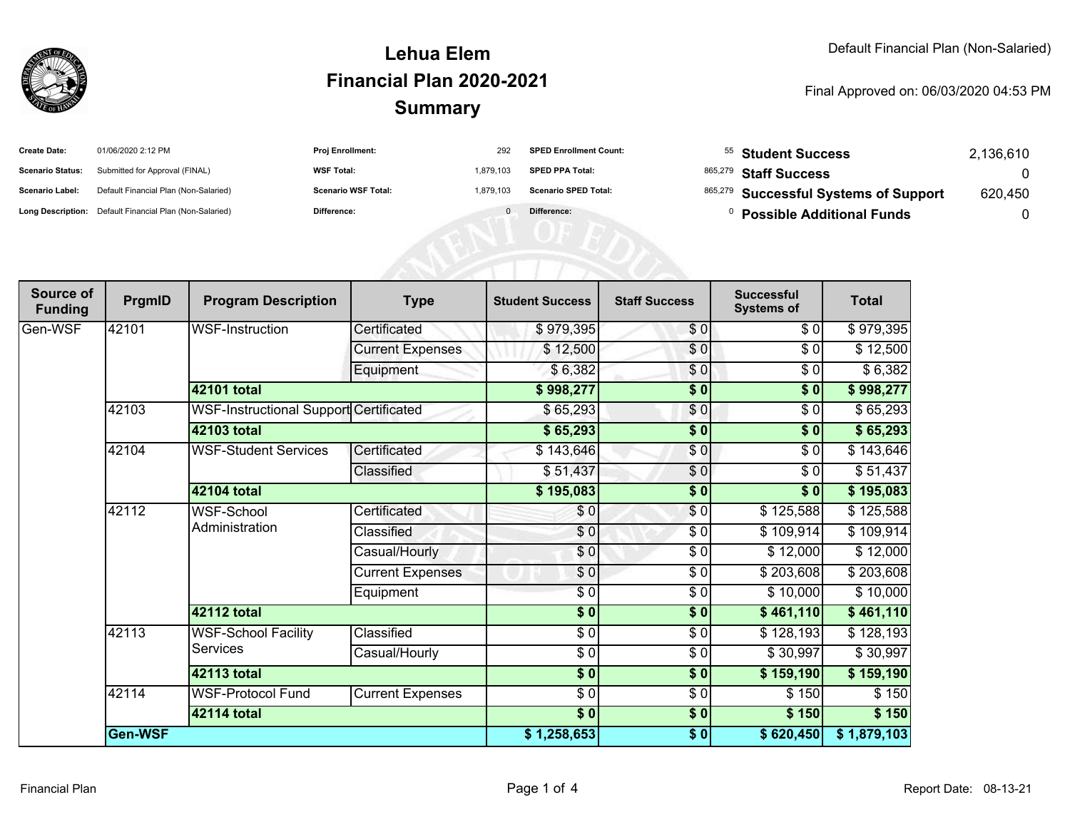# Lehua Elem
## Financial Plan 2020-2021
## Summary

Default Financial Plan (Non-Salaried)

Final Approved on: 06/03/2020 04:53 PM

| | | | | | | | |
|---|---|---|---|---|---|---|---|
| **Create Date:** | 01/06/2020 2:12 PM | **Proj Enrollment:** | 292 | **SPED Enrollment Count:** | 55 | **Student Success** | 2,136,610 |
| **Scenario Status:** | Submitted for Approval (FINAL) | **WSF Total:** | 1,879,103 | **SPED PPA Total:** | 865,279 | **Staff Success** | 0 |
| **Scenario Label:** | Default Financial Plan (Non-Salaried) | **Scenario WSF Total:** | 1,879,103 | **Scenario SPED Total:** | 865,279 | **Successful Systems of Support** | 620,450 |
| **Long Description:** | Default Financial Plan (Non-Salaried) | **Difference:** | 0 | **Difference:** | 0 | **Possible Additional Funds** | 0 |

| Source of Funding | PrgmID | Program Description | Type | Student Success | Staff Success | Successful Systems of | Total |
|---|---|---|---|---|---|---|---|
| Gen-WSF | 42101 | WSF-Instruction | Certificated | $ 979,395 | $ 0 | $ 0 | $ 979,395 |
| | | | Current Expenses | $ 12,500 | $ 0 | $ 0 | $ 12,500 |
| | | | Equipment | $ 6,382 | $ 0 | $ 0 | $ 6,382 |
| | | **42101 total** | | **$ 998,277** | **$ 0** | **$ 0** | **$ 998,277** |
| | 42103 | WSF-Instructional Support | Certificated | $ 65,293 | $ 0 | $ 0 | $ 65,293 |
| | | **42103 total** | | **$ 65,293** | **$ 0** | **$ 0** | **$ 65,293** |
| | 42104 | WSF-Student Services | Certificated | $ 143,646 | $ 0 | $ 0 | $ 143,646 |
| | | | Classified | $ 51,437 | $ 0 | $ 0 | $ 51,437 |
| | | **42104 total** | | **$ 195,083** | **$ 0** | **$ 0** | **$ 195,083** |
| | 42112 | WSF-School Administration | Certificated | $ 0 | $ 0 | $ 125,588 | $ 125,588 |
| | | | Classified | $ 0 | $ 0 | $ 109,914 | $ 109,914 |
| | | | Casual/Hourly | $ 0 | $ 0 | $ 12,000 | $ 12,000 |
| | | | Current Expenses | $ 0 | $ 0 | $ 203,608 | $ 203,608 |
| | | | Equipment | $ 0 | $ 0 | $ 10,000 | $ 10,000 |
| | | **42112 total** | | **$ 0** | **$ 0** | **$ 461,110** | **$ 461,110** |
| | 42113 | WSF-School Facility Services | Classified | $ 0 | $ 0 | $ 128,193 | $ 128,193 |
| | | | Casual/Hourly | $ 0 | $ 0 | $ 30,997 | $ 30,997 |
| | | **42113 total** | | **$ 0** | **$ 0** | **$ 159,190** | **$ 159,190** |
| | 42114 | WSF-Protocol Fund | Current Expenses | $ 0 | $ 0 | $ 150 | $ 150 |
| | | **42114 total** | | **$ 0** | **$ 0** | **$ 150** | **$ 150** |
| | **Gen-WSF** | | | **$ 1,258,653** | **$ 0** | **$ 620,450** | **$ 1,879,103** |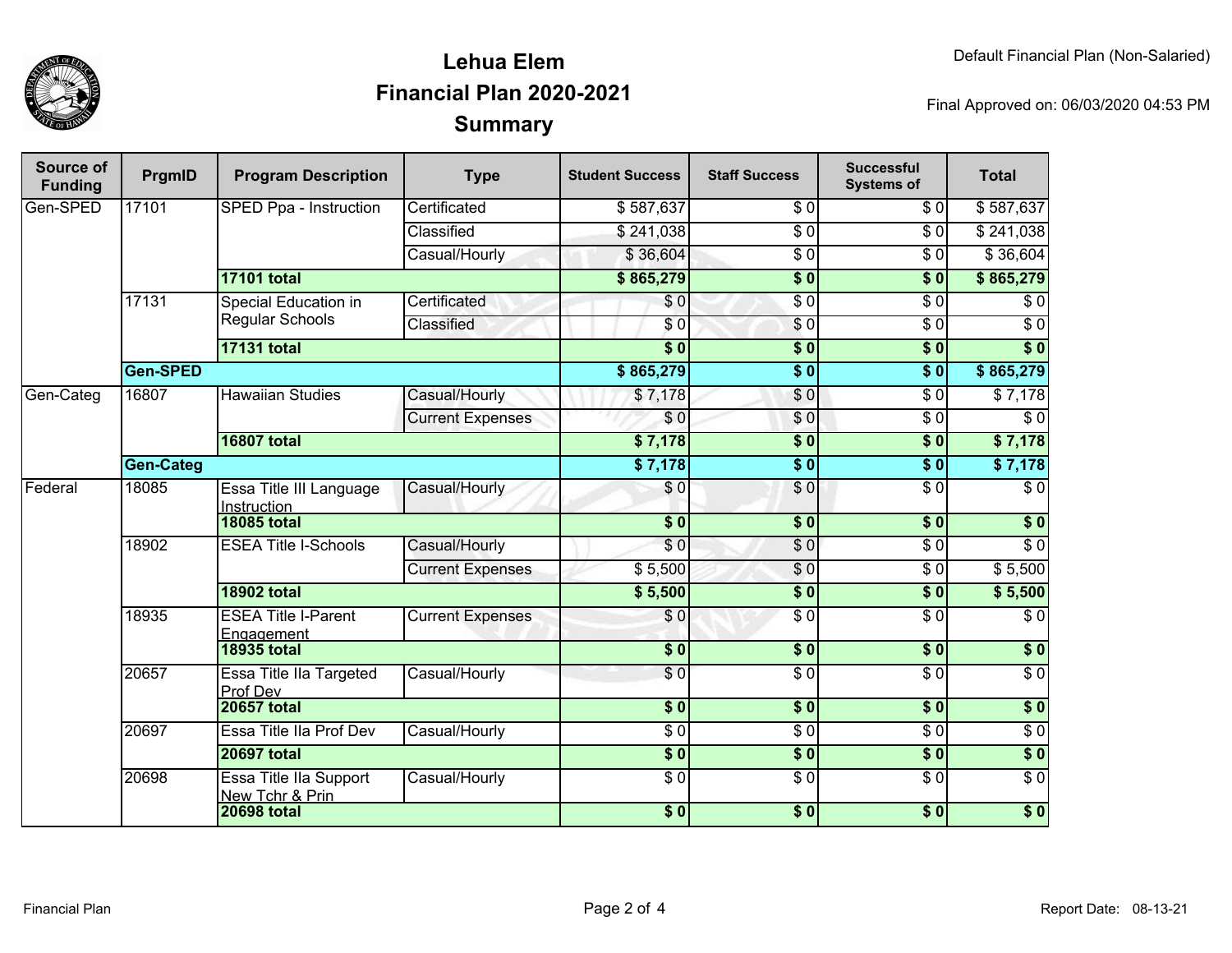# Lehua Elem
## Financial Plan 2020-2021
## Summary

Default Financial Plan (Non-Salaried)

Final Approved on: 06/03/2020 04:53 PM

| Source of Funding | PrgmID | Program Description | Type | Student Success | Staff Success | Successful Systems of | Total |
|---|---|---|---|---|---|---|---|
| Gen-SPED | 17101 | SPED Ppa - Instruction | Certificated | $ 587,637 | $ 0 | $ 0 | $ 587,637 |
| | | | Classified | $ 241,038 | $ 0 | $ 0 | $ 241,038 |
| | | | Casual/Hourly | $ 36,604 | $ 0 | $ 0 | $ 36,604 |
| | | **17101 total** | | **$ 865,279** | **$ 0** | **$ 0** | **$ 865,279** |
| | 17131 | Special Education in Regular Schools | Certificated | $ 0 | $ 0 | $ 0 | $ 0 |
| | | | Classified | $ 0 | $ 0 | $ 0 | $ 0 |
| | | **17131 total** | | **$ 0** | **$ 0** | **$ 0** | **$ 0** |
| | **Gen-SPED** | | | **$ 865,279** | **$ 0** | **$ 0** | **$ 865,279** |
| Gen-Categ | 16807 | Hawaiian Studies | Casual/Hourly | $ 7,178 | $ 0 | $ 0 | $ 7,178 |
| | | | Current Expenses | $ 0 | $ 0 | $ 0 | $ 0 |
| | | **16807 total** | | **$ 7,178** | **$ 0** | **$ 0** | **$ 7,178** |
| | **Gen-Categ** | | | **$ 7,178** | **$ 0** | **$ 0** | **$ 7,178** |
| Federal | 18085 | Essa Title III Language Instruction | Casual/Hourly | $ 0 | $ 0 | $ 0 | $ 0 |
| | | **18085 total** | | **$ 0** | **$ 0** | **$ 0** | **$ 0** |
| | 18902 | ESEA Title I-Schools | Casual/Hourly | $ 0 | $ 0 | $ 0 | $ 0 |
| | | | Current Expenses | $ 5,500 | $ 0 | $ 0 | $ 5,500 |
| | | **18902 total** | | **$ 5,500** | **$ 0** | **$ 0** | **$ 5,500** |
| | 18935 | ESEA Title I-Parent Engagement | Current Expenses | $ 0 | $ 0 | $ 0 | $ 0 |
| | | **18935 total** | | **$ 0** | **$ 0** | **$ 0** | **$ 0** |
| | 20657 | Essa Title IIa Targeted Prof Dev | Casual/Hourly | $ 0 | $ 0 | $ 0 | $ 0 |
| | | **20657 total** | | **$ 0** | **$ 0** | **$ 0** | **$ 0** |
| | 20697 | Essa Title IIa Prof Dev | Casual/Hourly | $ 0 | $ 0 | $ 0 | $ 0 |
| | | **20697 total** | | **$ 0** | **$ 0** | **$ 0** | **$ 0** |
| | 20698 | Essa Title IIa Support New Tchr & Prin | Casual/Hourly | $ 0 | $ 0 | $ 0 | $ 0 |
| | | **20698 total** | | **$ 0** | **$ 0** | **$ 0** | **$ 0** |

Report Date: 08-13-21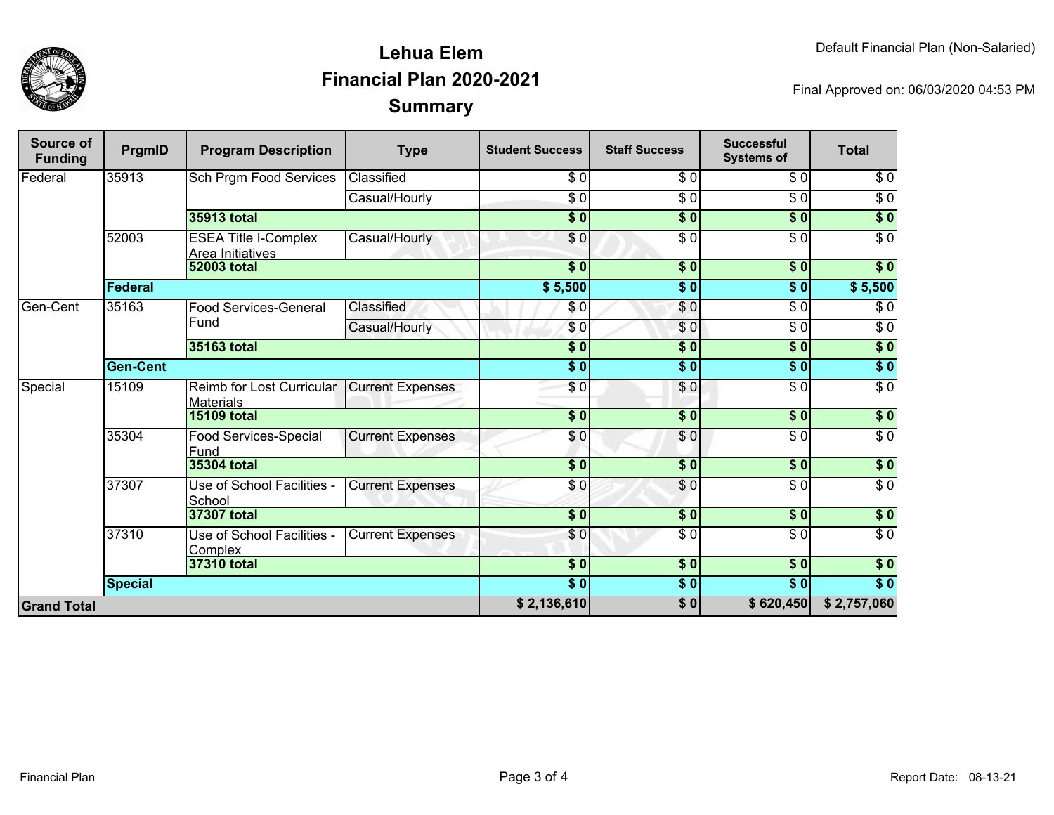# Lehua Elem
## Financial Plan 2020-2021
## Summary

Default Financial Plan (Non-Salaried)

Final Approved on: 06/03/2020 04:53 PM

| Source of Funding | PrgmID | Program Description | Type | Student Success | Staff Success | Successful Systems of | Total |
|---|---|---|---|---|---|---|---|
| Federal | 35913 | Sch Prgm Food Services | Classified | $ 0 | $ 0 | $ 0 | $ 0 |
| | | | Casual/Hourly | $ 0 | $ 0 | $ 0 | $ 0 |
| | | **35913 total** | | **$ 0** | **$ 0** | **$ 0** | **$ 0** |
| | 52003 | ESEA Title I-Complex Area Initiatives | Casual/Hourly | $ 0 | $ 0 | $ 0 | $ 0 |
| | | **52003 total** | | **$ 0** | **$ 0** | **$ 0** | **$ 0** |
| | **Federal** | | | **$ 5,500** | **$ 0** | **$ 0** | **$ 5,500** |
| Gen-Cent | 35163 | Food Services-General Fund | Classified | $ 0 | $ 0 | $ 0 | $ 0 |
| | | | Casual/Hourly | $ 0 | $ 0 | $ 0 | $ 0 |
| | | **35163 total** | | **$ 0** | **$ 0** | **$ 0** | **$ 0** |
| | **Gen-Cent** | | | **$ 0** | **$ 0** | **$ 0** | **$ 0** |
| Special | 15109 | Reimb for Lost Curricular Materials | Current Expenses | $ 0 | $ 0 | $ 0 | $ 0 |
| | | **15109 total** | | **$ 0** | **$ 0** | **$ 0** | **$ 0** |
| | 35304 | Food Services-Special Fund | Current Expenses | $ 0 | $ 0 | $ 0 | $ 0 |
| | | **35304 total** | | **$ 0** | **$ 0** | **$ 0** | **$ 0** |
| | 37307 | Use of School Facilities - School | Current Expenses | $ 0 | $ 0 | $ 0 | $ 0 |
| | | **37307 total** | | **$ 0** | **$ 0** | **$ 0** | **$ 0** |
| | 37310 | Use of School Facilities - Complex | Current Expenses | $ 0 | $ 0 | $ 0 | $ 0 |
| | | **37310 total** | | **$ 0** | **$ 0** | **$ 0** | **$ 0** |
| | **Special** | | | **$ 0** | **$ 0** | **$ 0** | **$ 0** |
| **Grand Total** | | | | **$ 2,136,610** | **$ 0** | **$ 620,450** | **$ 2,757,060** |

Report Date: 08-13-21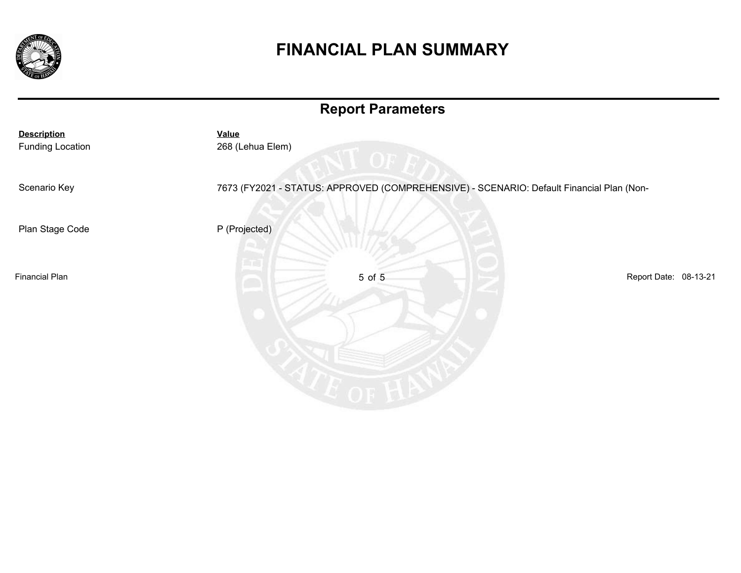# FINANCIAL PLAN SUMMARY

## Report Parameters

| Description | Value |
|---|---|
| Funding Location | 268 (Lehua Elem) |
| Scenario Key | 7673 (FY2021 - STATUS: APPROVED (COMPREHENSIVE) - SCENARIO: Default Financial Plan (Non- |
| Plan Stage Code | P (Projected) |